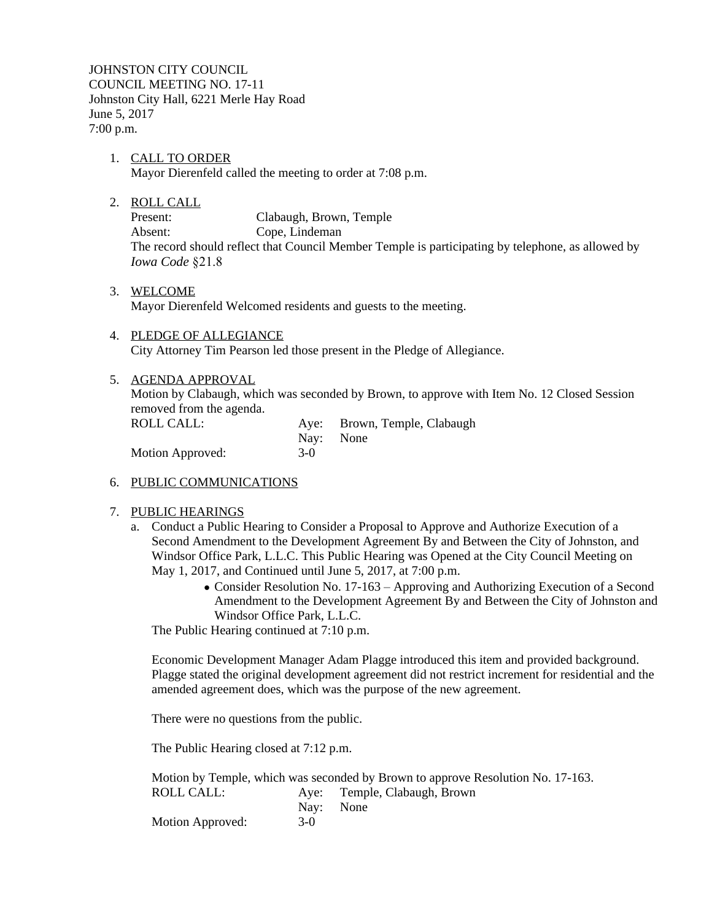JOHNSTON CITY COUNCIL
COUNCIL MEETING NO. 17-11
Johnston City Hall, 6221 Merle Hay Road
June 5, 2017
7:00 p.m.

1. CALL TO ORDER
   Mayor Dierenfeld called the meeting to order at 7:08 p.m.

2. ROLL CALL
   Present: Clabaugh, Brown, Temple
   Absent: Cope, Lindeman
   The record should reflect that Council Member Temple is participating by telephone, as allowed by *Iowa Code* §21.8

3. WELCOME
   Mayor Dierenfeld Welcomed residents and guests to the meeting.

4. PLEDGE OF ALLEGIANCE
   City Attorney Tim Pearson led those present in the Pledge of Allegiance.

5. AGENDA APPROVAL
   Motion by Clabaugh, which was seconded by Brown, to approve with Item No. 12 Closed Session removed from the agenda.
   ROLL CALL: Aye: Brown, Temple, Clabaugh
   Nay: None
   Motion Approved: 3-0

6. PUBLIC COMMUNICATIONS

7. PUBLIC HEARINGS
   a. Conduct a Public Hearing to Consider a Proposal to Approve and Authorize Execution of a Second Amendment to the Development Agreement By and Between the City of Johnston, and Windsor Office Park, L.L.C. This Public Hearing was Opened at the City Council Meeting on May 1, 2017, and Continued until June 5, 2017, at 7:00 p.m.
      - Consider Resolution No. 17-163 – Approving and Authorizing Execution of a Second Amendment to the Development Agreement By and Between the City of Johnston and Windsor Office Park, L.L.C.

      The Public Hearing continued at 7:10 p.m.

      Economic Development Manager Adam Plagge introduced this item and provided background. Plagge stated the original development agreement did not restrict increment for residential and the amended agreement does, which was the purpose of the new agreement.

      There were no questions from the public.

      The Public Hearing closed at 7:12 p.m.

      Motion by Temple, which was seconded by Brown to approve Resolution No. 17-163.
      ROLL CALL: Aye: Temple, Clabaugh, Brown
      Nay: None
      Motion Approved: 3-0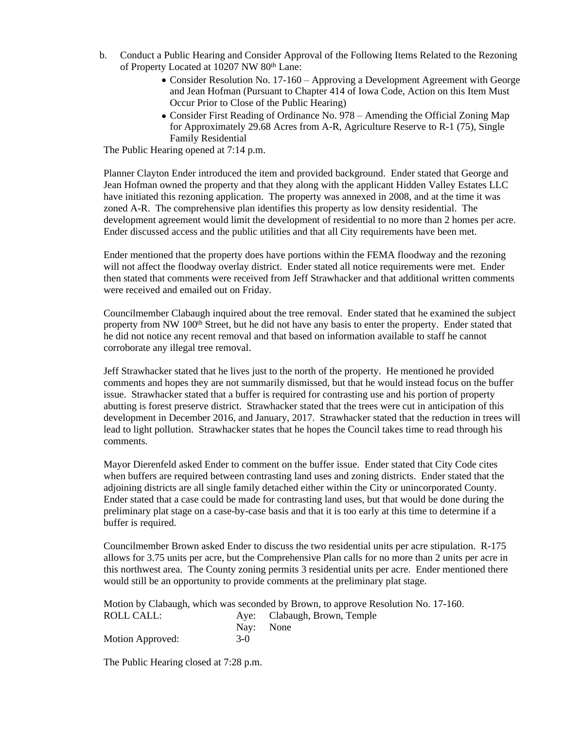b. Conduct a Public Hearing and Consider Approval of the Following Items Related to the Rezoning of Property Located at 10207 NW 80th Lane:
   - Consider Resolution No. 17-160 – Approving a Development Agreement with George and Jean Hofman (Pursuant to Chapter 414 of Iowa Code, Action on this Item Must Occur Prior to Close of the Public Hearing)
   - Consider First Reading of Ordinance No. 978 – Amending the Official Zoning Map for Approximately 29.68 Acres from A-R, Agriculture Reserve to R-1 (75), Single Family Residential

The Public Hearing opened at 7:14 p.m.

Planner Clayton Ender introduced the item and provided background. Ender stated that George and Jean Hofman owned the property and that they along with the applicant Hidden Valley Estates LLC have initiated this rezoning application. The property was annexed in 2008, and at the time it was zoned A-R. The comprehensive plan identifies this property as low density residential. The development agreement would limit the development of residential to no more than 2 homes per acre. Ender discussed access and the public utilities and that all City requirements have been met.

Ender mentioned that the property does have portions within the FEMA floodway and the rezoning will not affect the floodway overlay district. Ender stated all notice requirements were met. Ender then stated that comments were received from Jeff Strawhacker and that additional written comments were received and emailed out on Friday.

Councilmember Clabaugh inquired about the tree removal. Ender stated that he examined the subject property from NW 100th Street, but he did not have any basis to enter the property. Ender stated that he did not notice any recent removal and that based on information available to staff he cannot corroborate any illegal tree removal.

Jeff Strawhacker stated that he lives just to the north of the property. He mentioned he provided comments and hopes they are not summarily dismissed, but that he would instead focus on the buffer issue. Strawhacker stated that a buffer is required for contrasting use and his portion of property abutting is forest preserve district. Strawhacker stated that the trees were cut in anticipation of this development in December 2016, and January, 2017. Strawhacker stated that the reduction in trees will lead to light pollution. Strawhacker states that he hopes the Council takes time to read through his comments.

Mayor Dierenfeld asked Ender to comment on the buffer issue. Ender stated that City Code cites when buffers are required between contrasting land uses and zoning districts. Ender stated that the adjoining districts are all single family detached either within the City or unincorporated County. Ender stated that a case could be made for contrasting land uses, but that would be done during the preliminary plat stage on a case-by-case basis and that it is too early at this time to determine if a buffer is required.

Councilmember Brown asked Ender to discuss the two residential units per acre stipulation. R-175 allows for 3.75 units per acre, but the Comprehensive Plan calls for no more than 2 units per acre in this northwest area. The County zoning permits 3 residential units per acre. Ender mentioned there would still be an opportunity to provide comments at the preliminary plat stage.

Motion by Clabaugh, which was seconded by Brown, to approve Resolution No. 17-160.

ROLL CALL: Aye: Clabaugh, Brown, Temple
Nay: None
Motion Approved: 3-0

The Public Hearing closed at 7:28 p.m.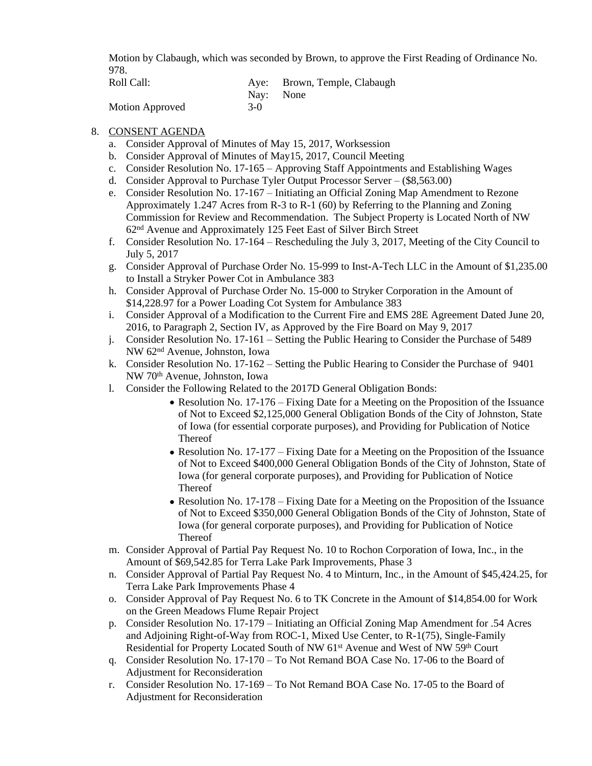Motion by Clabaugh, which was seconded by Brown, to approve the First Reading of Ordinance No. 978.

| | | |
|---|---|---|
| Roll Call: | Aye: | Brown, Temple, Clabaugh |
| | Nay: | None |
| Motion Approved | 3-0 | |

8. CONSENT AGENDA
   a. Consider Approval of Minutes of May 15, 2017, Worksession
   b. Consider Approval of Minutes of May15, 2017, Council Meeting
   c. Consider Resolution No. 17-165 – Approving Staff Appointments and Establishing Wages
   d. Consider Approval to Purchase Tyler Output Processor Server – ($8,563.00)
   e. Consider Resolution No. 17-167 – Initiating an Official Zoning Map Amendment to Rezone Approximately 1.247 Acres from R-3 to R-1 (60) by Referring to the Planning and Zoning Commission for Review and Recommendation. The Subject Property is Located North of NW 62nd Avenue and Approximately 125 Feet East of Silver Birch Street
   f. Consider Resolution No. 17-164 – Rescheduling the July 3, 2017, Meeting of the City Council to July 5, 2017
   g. Consider Approval of Purchase Order No. 15-999 to Inst-A-Tech LLC in the Amount of $1,235.00 to Install a Stryker Power Cot in Ambulance 383
   h. Consider Approval of Purchase Order No. 15-000 to Stryker Corporation in the Amount of $14,228.97 for a Power Loading Cot System for Ambulance 383
   i. Consider Approval of a Modification to the Current Fire and EMS 28E Agreement Dated June 20, 2016, to Paragraph 2, Section IV, as Approved by the Fire Board on May 9, 2017
   j. Consider Resolution No. 17-161 – Setting the Public Hearing to Consider the Purchase of 5489 NW 62nd Avenue, Johnston, Iowa
   k. Consider Resolution No. 17-162 – Setting the Public Hearing to Consider the Purchase of 9401 NW 70th Avenue, Johnston, Iowa
   l. Consider the Following Related to the 2017D General Obligation Bonds:
      - Resolution No. 17-176 – Fixing Date for a Meeting on the Proposition of the Issuance of Not to Exceed $2,125,000 General Obligation Bonds of the City of Johnston, State of Iowa (for essential corporate purposes), and Providing for Publication of Notice Thereof
      - Resolution No. 17-177 – Fixing Date for a Meeting on the Proposition of the Issuance of Not to Exceed $400,000 General Obligation Bonds of the City of Johnston, State of Iowa (for general corporate purposes), and Providing for Publication of Notice Thereof
      - Resolution No. 17-178 – Fixing Date for a Meeting on the Proposition of the Issuance of Not to Exceed $350,000 General Obligation Bonds of the City of Johnston, State of Iowa (for general corporate purposes), and Providing for Publication of Notice Thereof
   m. Consider Approval of Partial Pay Request No. 10 to Rochon Corporation of Iowa, Inc., in the Amount of $69,542.85 for Terra Lake Park Improvements, Phase 3
   n. Consider Approval of Partial Pay Request No. 4 to Minturn, Inc., in the Amount of $45,424.25, for Terra Lake Park Improvements Phase 4
   o. Consider Approval of Pay Request No. 6 to TK Concrete in the Amount of $14,854.00 for Work on the Green Meadows Flume Repair Project
   p. Consider Resolution No. 17-179 – Initiating an Official Zoning Map Amendment for .54 Acres and Adjoining Right-of-Way from ROC-1, Mixed Use Center, to R-1(75), Single-Family Residential for Property Located South of NW 61st Avenue and West of NW 59th Court
   q. Consider Resolution No. 17-170 – To Not Remand BOA Case No. 17-06 to the Board of Adjustment for Reconsideration
   r. Consider Resolution No. 17-169 – To Not Remand BOA Case No. 17-05 to the Board of Adjustment for Reconsideration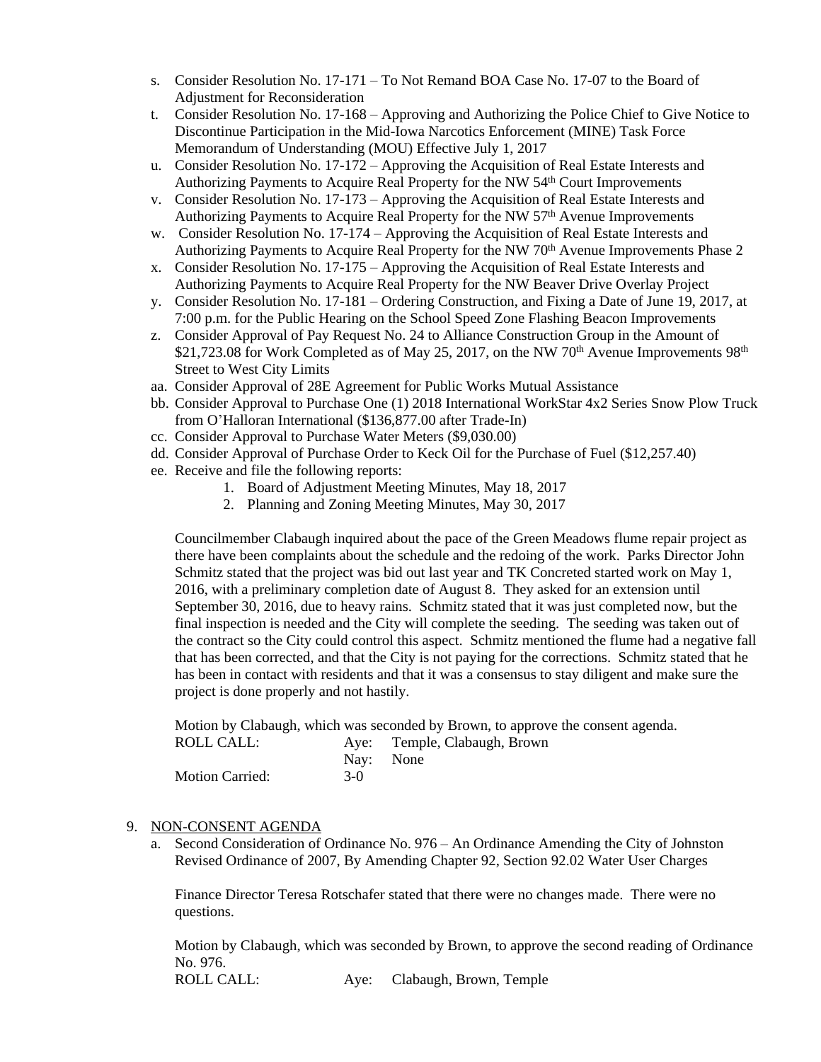s. Consider Resolution No. 17-171 – To Not Remand BOA Case No. 17-07 to the Board of Adjustment for Reconsideration
t. Consider Resolution No. 17-168 – Approving and Authorizing the Police Chief to Give Notice to Discontinue Participation in the Mid-Iowa Narcotics Enforcement (MINE) Task Force Memorandum of Understanding (MOU) Effective July 1, 2017
u. Consider Resolution No. 17-172 – Approving the Acquisition of Real Estate Interests and Authorizing Payments to Acquire Real Property for the NW 54th Court Improvements
v. Consider Resolution No. 17-173 – Approving the Acquisition of Real Estate Interests and Authorizing Payments to Acquire Real Property for the NW 57th Avenue Improvements
w. Consider Resolution No. 17-174 – Approving the Acquisition of Real Estate Interests and Authorizing Payments to Acquire Real Property for the NW 70th Avenue Improvements Phase 2
x. Consider Resolution No. 17-175 – Approving the Acquisition of Real Estate Interests and Authorizing Payments to Acquire Real Property for the NW Beaver Drive Overlay Project
y. Consider Resolution No. 17-181 – Ordering Construction, and Fixing a Date of June 19, 2017, at 7:00 p.m. for the Public Hearing on the School Speed Zone Flashing Beacon Improvements
z. Consider Approval of Pay Request No. 24 to Alliance Construction Group in the Amount of $21,723.08 for Work Completed as of May 25, 2017, on the NW 70th Avenue Improvements 98th Street to West City Limits
aa. Consider Approval of 28E Agreement for Public Works Mutual Assistance
bb. Consider Approval to Purchase One (1) 2018 International WorkStar 4x2 Series Snow Plow Truck from O'Halloran International ($136,877.00 after Trade-In)
cc. Consider Approval to Purchase Water Meters ($9,030.00)
dd. Consider Approval of Purchase Order to Keck Oil for the Purchase of Fuel ($12,257.40)
ee. Receive and file the following reports:
    1. Board of Adjustment Meeting Minutes, May 18, 2017
    2. Planning and Zoning Meeting Minutes, May 30, 2017

Councilmember Clabaugh inquired about the pace of the Green Meadows flume repair project as there have been complaints about the schedule and the redoing of the work. Parks Director John Schmitz stated that the project was bid out last year and TK Concreted started work on May 1, 2016, with a preliminary completion date of August 8. They asked for an extension until September 30, 2016, due to heavy rains. Schmitz stated that it was just completed now, but the final inspection is needed and the City will complete the seeding. The seeding was taken out of the contract so the City could control this aspect. Schmitz mentioned the flume had a negative fall that has been corrected, and that the City is not paying for the corrections. Schmitz stated that he has been in contact with residents and that it was a consensus to stay diligent and make sure the project is done properly and not hastily.

Motion by Clabaugh, which was seconded by Brown, to approve the consent agenda.

| | | |
|---|---|---|
| ROLL CALL: | Aye: | Temple, Clabaugh, Brown |
| | Nay: | None |
| Motion Carried: | 3-0 | |

9. <u>NON-CONSENT AGENDA</u>
   a. Second Consideration of Ordinance No. 976 – An Ordinance Amending the City of Johnston Revised Ordinance of 2007, By Amending Chapter 92, Section 92.02 Water User Charges

   Finance Director Teresa Rotschafer stated that there were no changes made. There were no questions.

   Motion by Clabaugh, which was seconded by Brown, to approve the second reading of Ordinance No. 976.

   ROLL CALL: Aye: Clabaugh, Brown, Temple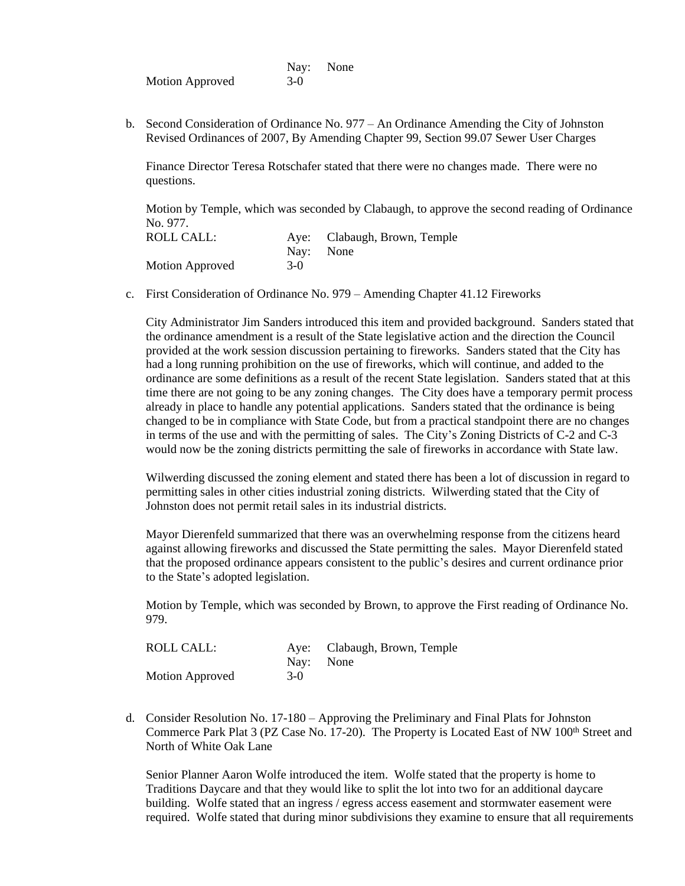| | | |
|---|---|---|
| | Nay: | None |
| Motion Approved | 3-0 | |

b. Second Consideration of Ordinance No. 977 – An Ordinance Amending the City of Johnston Revised Ordinances of 2007, By Amending Chapter 99, Section 99.07 Sewer User Charges

   Finance Director Teresa Rotschafer stated that there were no changes made. There were no questions.

   Motion by Temple, which was seconded by Clabaugh, to approve the second reading of Ordinance No. 977.

| | | |
|---|---|---|
| ROLL CALL: | Aye: | Clabaugh, Brown, Temple |
| | Nay: | None |
| Motion Approved | 3-0 | |

c. First Consideration of Ordinance No. 979 – Amending Chapter 41.12 Fireworks

   City Administrator Jim Sanders introduced this item and provided background. Sanders stated that the ordinance amendment is a result of the State legislative action and the direction the Council provided at the work session discussion pertaining to fireworks. Sanders stated that the City has had a long running prohibition on the use of fireworks, which will continue, and added to the ordinance are some definitions as a result of the recent State legislation. Sanders stated that at this time there are not going to be any zoning changes. The City does have a temporary permit process already in place to handle any potential applications. Sanders stated that the ordinance is being changed to be in compliance with State Code, but from a practical standpoint there are no changes in terms of the use and with the permitting of sales. The City's Zoning Districts of C-2 and C-3 would now be the zoning districts permitting the sale of fireworks in accordance with State law.

   Wilwerding discussed the zoning element and stated there has been a lot of discussion in regard to permitting sales in other cities industrial zoning districts. Wilwerding stated that the City of Johnston does not permit retail sales in its industrial districts.

   Mayor Dierenfeld summarized that there was an overwhelming response from the citizens heard against allowing fireworks and discussed the State permitting the sales. Mayor Dierenfeld stated that the proposed ordinance appears consistent to the public's desires and current ordinance prior to the State's adopted legislation.

   Motion by Temple, which was seconded by Brown, to approve the First reading of Ordinance No. 979.

| | | |
|---|---|---|
| ROLL CALL: | Aye: | Clabaugh, Brown, Temple |
| | Nay: | None |
| Motion Approved | 3-0 | |

d. Consider Resolution No. 17-180 – Approving the Preliminary and Final Plats for Johnston Commerce Park Plat 3 (PZ Case No. 17-20). The Property is Located East of NW 100th Street and North of White Oak Lane

   Senior Planner Aaron Wolfe introduced the item. Wolfe stated that the property is home to Traditions Daycare and that they would like to split the lot into two for an additional daycare building. Wolfe stated that an ingress / egress access easement and stormwater easement were required. Wolfe stated that during minor subdivisions they examine to ensure that all requirements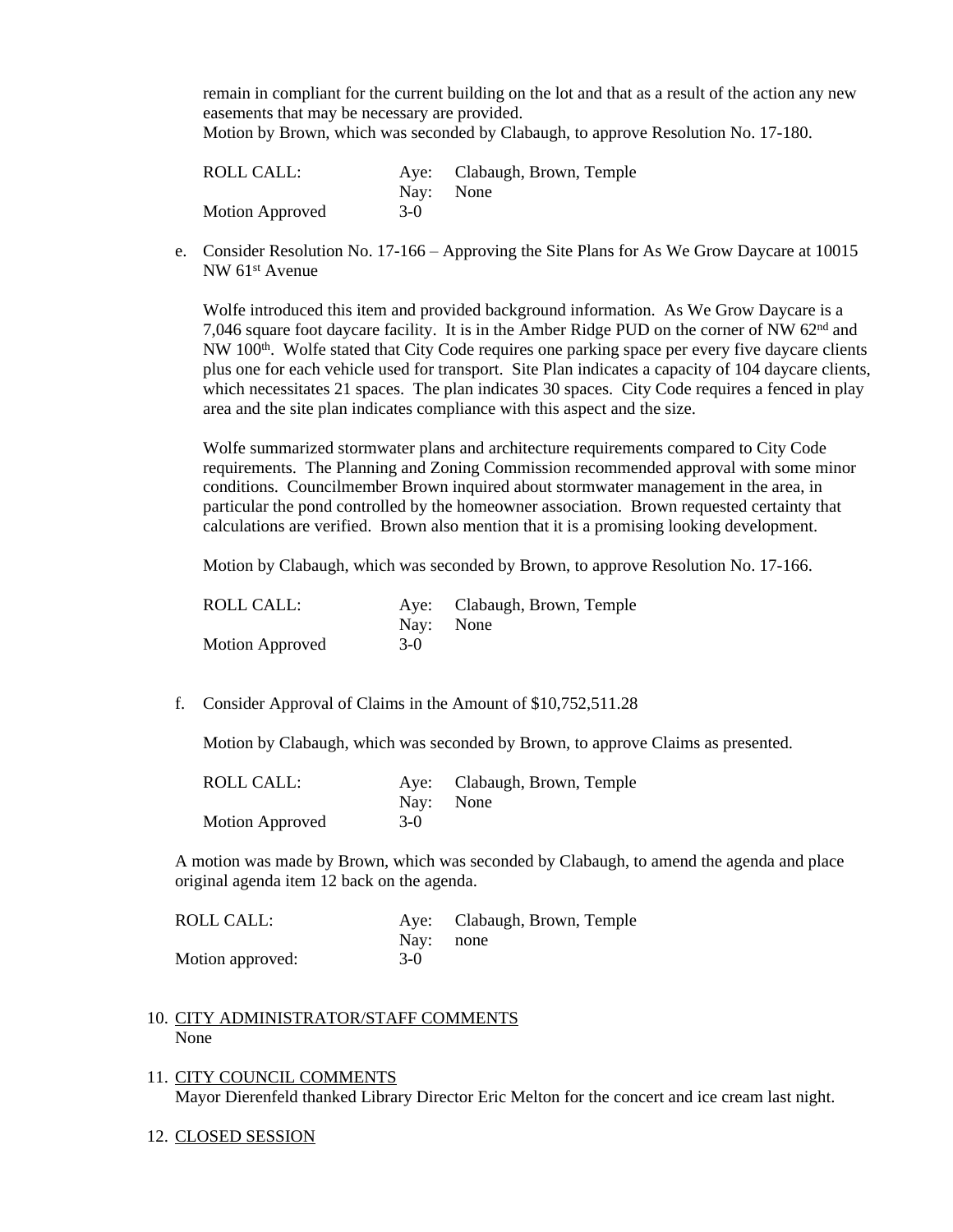remain in compliant for the current building on the lot and that as a result of the action any new easements that may be necessary are provided.
Motion by Brown, which was seconded by Clabaugh, to approve Resolution No. 17-180.

| ROLL CALL: | Aye: | Clabaugh, Brown, Temple |
|---|---|---|
| | Nay: | None |
| Motion Approved | 3-0 | |

e. Consider Resolution No. 17-166 – Approving the Site Plans for As We Grow Daycare at 10015 NW 61st Avenue

Wolfe introduced this item and provided background information. As We Grow Daycare is a 7,046 square foot daycare facility. It is in the Amber Ridge PUD on the corner of NW 62nd and NW 100th. Wolfe stated that City Code requires one parking space per every five daycare clients plus one for each vehicle used for transport. Site Plan indicates a capacity of 104 daycare clients, which necessitates 21 spaces. The plan indicates 30 spaces. City Code requires a fenced in play area and the site plan indicates compliance with this aspect and the size.

Wolfe summarized stormwater plans and architecture requirements compared to City Code requirements. The Planning and Zoning Commission recommended approval with some minor conditions. Councilmember Brown inquired about stormwater management in the area, in particular the pond controlled by the homeowner association. Brown requested certainty that calculations are verified. Brown also mention that it is a promising looking development.

Motion by Clabaugh, which was seconded by Brown, to approve Resolution No. 17-166.

| ROLL CALL: | Aye: | Clabaugh, Brown, Temple |
|---|---|---|
| | Nay: | None |
| Motion Approved | 3-0 | |

f. Consider Approval of Claims in the Amount of $10,752,511.28

Motion by Clabaugh, which was seconded by Brown, to approve Claims as presented.

| ROLL CALL: | Aye: | Clabaugh, Brown, Temple |
|---|---|---|
| | Nay: | None |
| Motion Approved | 3-0 | |

A motion was made by Brown, which was seconded by Clabaugh, to amend the agenda and place original agenda item 12 back on the agenda.

| ROLL CALL: | Aye: | Clabaugh, Brown, Temple |
|---|---|---|
| | Nay: | none |
| Motion approved: | 3-0 | |

10. CITY ADMINISTRATOR/STAFF COMMENTS
None

11. CITY COUNCIL COMMENTS
Mayor Dierenfeld thanked Library Director Eric Melton for the concert and ice cream last night.

12. CLOSED SESSION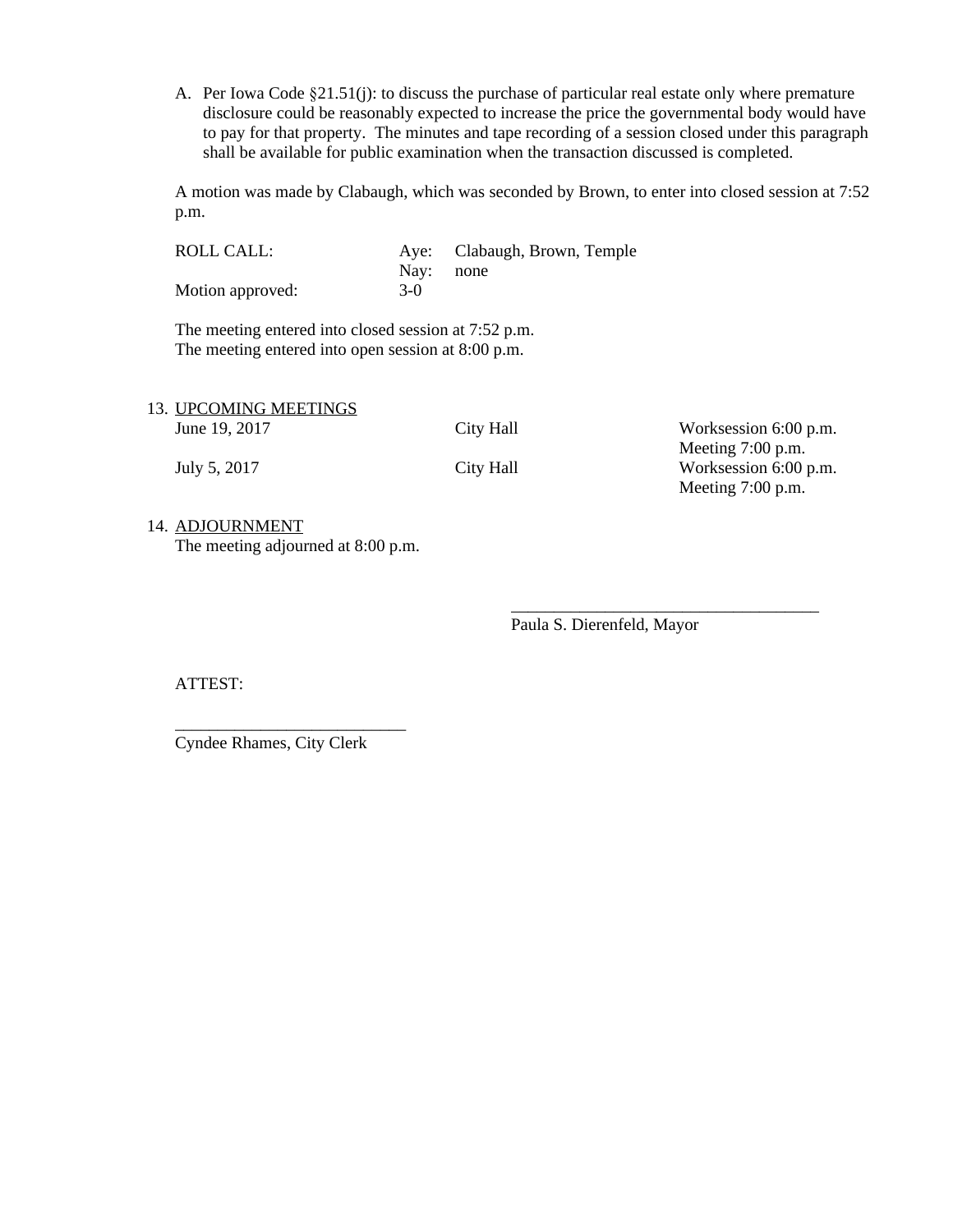A. Per Iowa Code §21.51(j): to discuss the purchase of particular real estate only where premature disclosure could be reasonably expected to increase the price the governmental body would have to pay for that property. The minutes and tape recording of a session closed under this paragraph shall be available for public examination when the transaction discussed is completed.

A motion was made by Clabaugh, which was seconded by Brown, to enter into closed session at 7:52 p.m.

| | | |
|---|---|---|
| ROLL CALL: | Aye: | Clabaugh, Brown, Temple |
| | Nay: | none |
| Motion approved: | 3-0 | |

The meeting entered into closed session at 7:52 p.m.
The meeting entered into open session at 8:00 p.m.

13. UPCOMING MEETINGS

| | | |
|---|---|---|
| June 19, 2017 | City Hall | Worksession 6:00 p.m.<br>Meeting 7:00 p.m. |
| July 5, 2017 | City Hall | Worksession 6:00 p.m.<br>Meeting 7:00 p.m. |

14. ADJOURNMENT
The meeting adjourned at 8:00 p.m.

_____________________________________
Paula S. Dierenfeld, Mayor

ATTEST:

___________________________
Cyndee Rhames, City Clerk